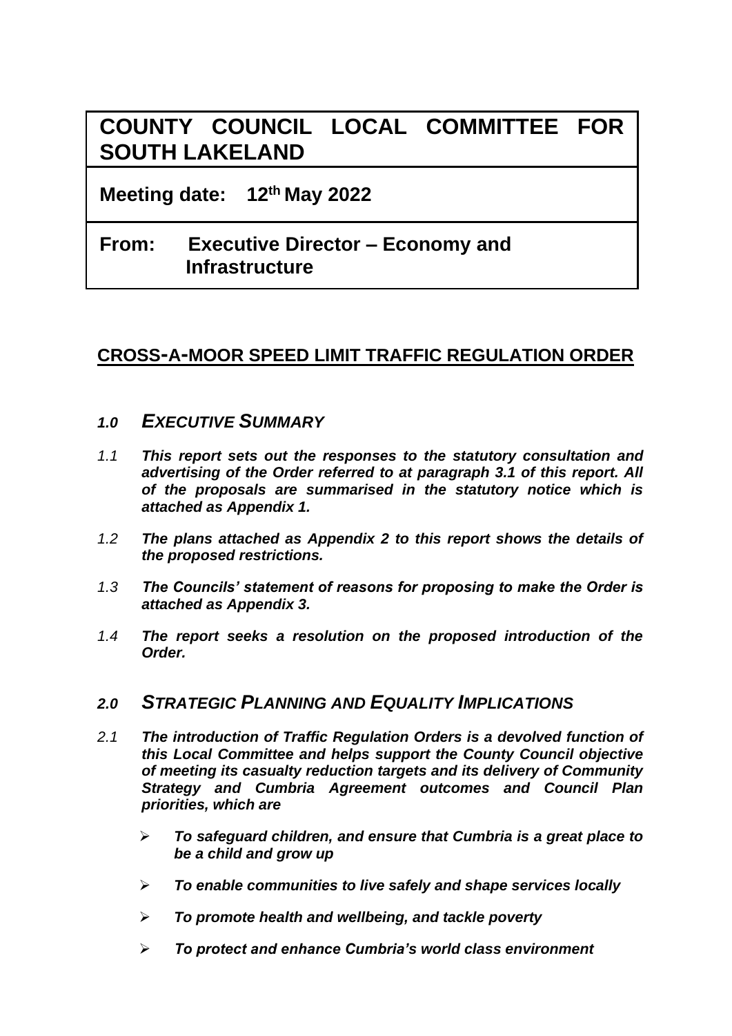# COUNTY COUNCIL LOCAL COMMITTEE FOR SOUTH LAKELAND

**Meeting date: 12th May 2022**

**From: Executive Director – Economy and Infrastructure**

## CROSS-A-MOOR SPEED LIMIT TRAFFIC REGULATION ORDER

## *1.0 EXECUTIVE SUMMARY*

*1.1* ***This report sets out the responses to the statutory consultation and advertising of the Order referred to at paragraph 3.1 of this report. All of the proposals are summarised in the statutory notice which is attached as Appendix 1.***

*1.2* ***The plans attached as Appendix 2 to this report shows the details of the proposed restrictions.***

*1.3* ***The Councils' statement of reasons for proposing to make the Order is attached as Appendix 3.***

*1.4* ***The report seeks a resolution on the proposed introduction of the Order.***

## *2.0 STRATEGIC PLANNING AND EQUALITY IMPLICATIONS*

*2.1* ***The introduction of Traffic Regulation Orders is a devolved function of this Local Committee and helps support the County Council objective of meeting its casualty reduction targets and its delivery of Community Strategy and Cumbria Agreement outcomes and Council Plan priorities, which are***

- ***To safeguard children, and ensure that Cumbria is a great place to be a child and grow up***
- ***To enable communities to live safely and shape services locally***
- ***To promote health and wellbeing, and tackle poverty***
- ***To protect and enhance Cumbria's world class environment***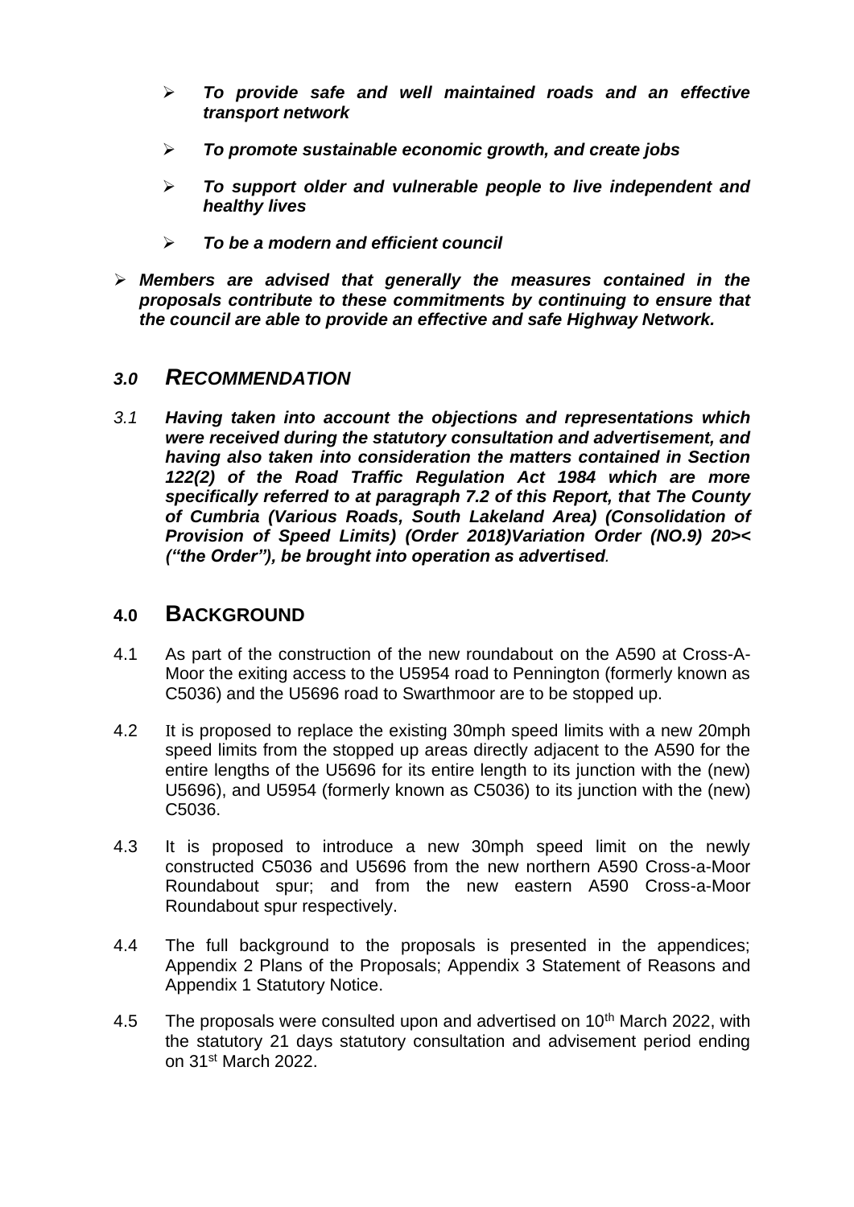- ***To provide safe and well maintained roads and an effective transport network***
- ***To promote sustainable economic growth, and create jobs***
- ***To support older and vulnerable people to live independent and healthy lives***
- ***To be a modern and efficient council***

- ***Members are advised that generally the measures contained in the proposals contribute to these commitments by continuing to ensure that the council are able to provide an effective and safe Highway Network.***

## *3.0 RECOMMENDATION*

*3.1* ***Having taken into account the objections and representations which were received during the statutory consultation and advertisement, and having also taken into consideration the matters contained in Section 122(2) of the Road Traffic Regulation Act 1984 which are more specifically referred to at paragraph 7.2 of this Report, that The County of Cumbria (Various Roads, South Lakeland Area) (Consolidation of Provision of Speed Limits) (Order 2018)Variation Order (NO.9) 20>< ("the Order"), be brought into operation as advertised.***

## 4.0 BACKGROUND

4.1 As part of the construction of the new roundabout on the A590 at Cross-A-Moor the exiting access to the U5954 road to Pennington (formerly known as C5036) and the U5696 road to Swarthmoor are to be stopped up.

4.2 It is proposed to replace the existing 30mph speed limits with a new 20mph speed limits from the stopped up areas directly adjacent to the A590 for the entire lengths of the U5696 for its entire length to its junction with the (new) U5696), and U5954 (formerly known as C5036) to its junction with the (new) C5036.

4.3 It is proposed to introduce a new 30mph speed limit on the newly constructed C5036 and U5696 from the new northern A590 Cross-a-Moor Roundabout spur; and from the new eastern A590 Cross-a-Moor Roundabout spur respectively.

4.4 The full background to the proposals is presented in the appendices; Appendix 2 Plans of the Proposals; Appendix 3 Statement of Reasons and Appendix 1 Statutory Notice.

4.5 The proposals were consulted upon and advertised on 10th March 2022, with the statutory 21 days statutory consultation and advisement period ending on 31st March 2022.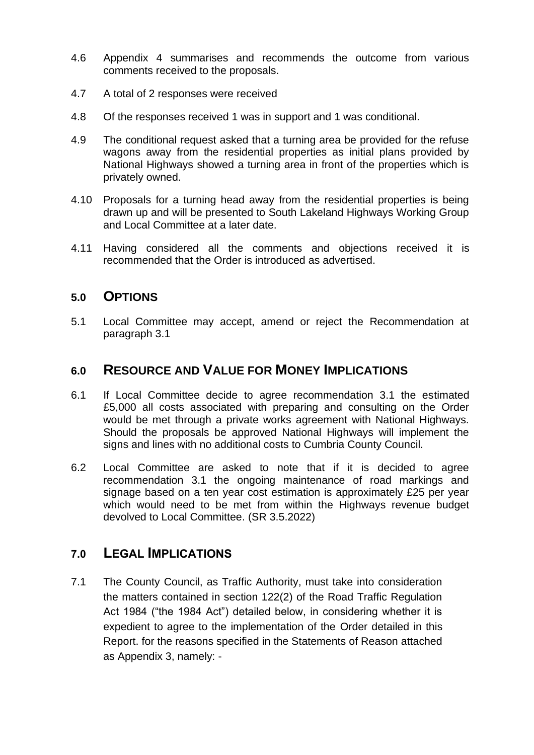4.6 Appendix 4 summarises and recommends the outcome from various comments received to the proposals.

4.7 A total of 2 responses were received

4.8 Of the responses received 1 was in support and 1 was conditional.

4.9 The conditional request asked that a turning area be provided for the refuse wagons away from the residential properties as initial plans provided by National Highways showed a turning area in front of the properties which is privately owned.

4.10 Proposals for a turning head away from the residential properties is being drawn up and will be presented to South Lakeland Highways Working Group and Local Committee at a later date.

4.11 Having considered all the comments and objections received it is recommended that the Order is introduced as advertised.

## 5.0 OPTIONS

5.1 Local Committee may accept, amend or reject the Recommendation at paragraph 3.1

## 6.0 RESOURCE AND VALUE FOR MONEY IMPLICATIONS

6.1 If Local Committee decide to agree recommendation 3.1 the estimated £5,000 all costs associated with preparing and consulting on the Order would be met through a private works agreement with National Highways. Should the proposals be approved National Highways will implement the signs and lines with no additional costs to Cumbria County Council.

6.2 Local Committee are asked to note that if it is decided to agree recommendation 3.1 the ongoing maintenance of road markings and signage based on a ten year cost estimation is approximately £25 per year which would need to be met from within the Highways revenue budget devolved to Local Committee. (SR 3.5.2022)

## 7.0 LEGAL IMPLICATIONS

7.1 The County Council, as Traffic Authority, must take into consideration the matters contained in section 122(2) of the Road Traffic Regulation Act 1984 ("the 1984 Act") detailed below, in considering whether it is expedient to agree to the implementation of the Order detailed in this Report. for the reasons specified in the Statements of Reason attached as Appendix 3, namely: -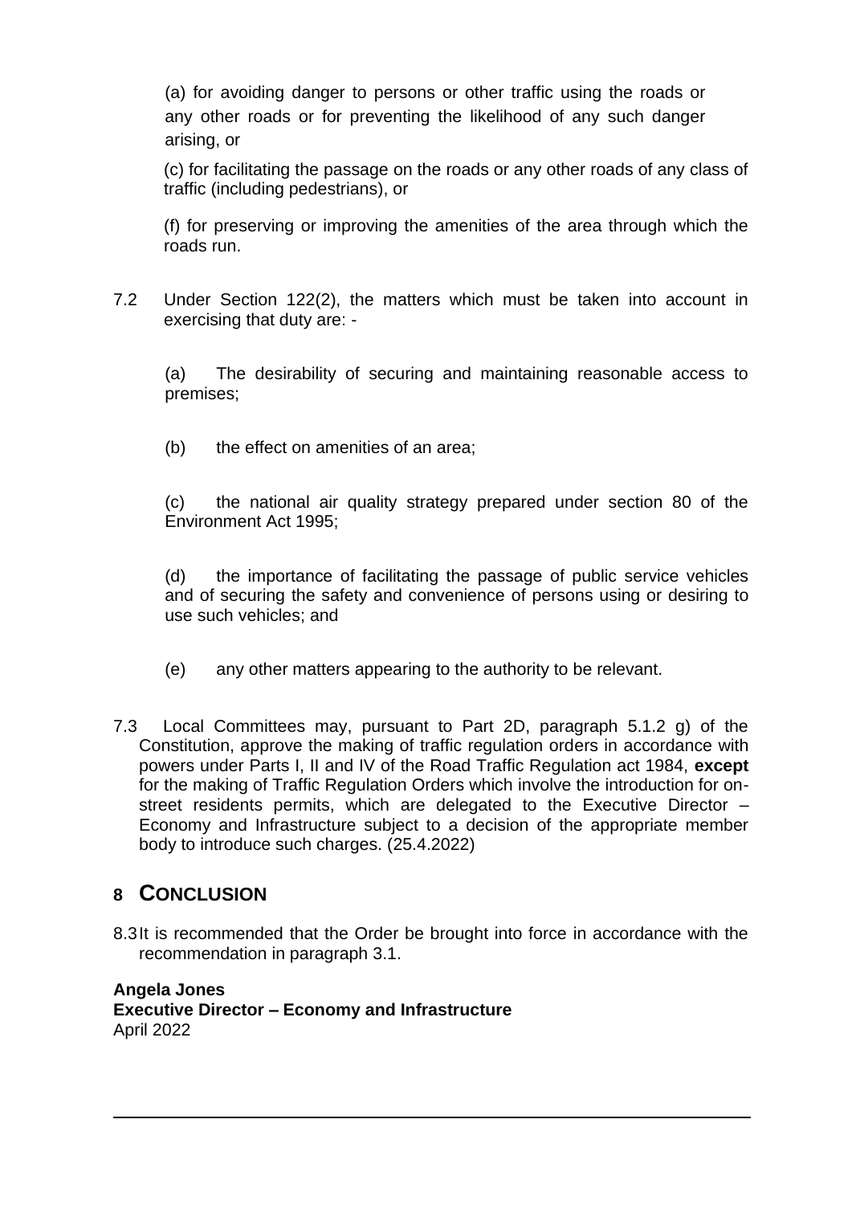(a) for avoiding danger to persons or other traffic using the roads or any other roads or for preventing the likelihood of any such danger arising, or

(c) for facilitating the passage on the roads or any other roads of any class of traffic (including pedestrians), or

(f) for preserving or improving the amenities of the area through which the roads run.

7.2 Under Section 122(2), the matters which must be taken into account in exercising that duty are: -

(a) The desirability of securing and maintaining reasonable access to premises;

(b) the effect on amenities of an area;

(c) the national air quality strategy prepared under section 80 of the Environment Act 1995;

(d) the importance of facilitating the passage of public service vehicles and of securing the safety and convenience of persons using or desiring to use such vehicles; and

(e) any other matters appearing to the authority to be relevant.

7.3 Local Committees may, pursuant to Part 2D, paragraph 5.1.2 g) of the Constitution, approve the making of traffic regulation orders in accordance with powers under Parts I, II and IV of the Road Traffic Regulation act 1984, **except** for the making of Traffic Regulation Orders which involve the introduction for on-street residents permits, which are delegated to the Executive Director – Economy and Infrastructure subject to a decision of the appropriate member body to introduce such charges. (25.4.2022)

## 8 CONCLUSION

8.3 It is recommended that the Order be brought into force in accordance with the recommendation in paragraph 3.1.

**Angela Jones**
**Executive Director – Economy and Infrastructure**
April 2022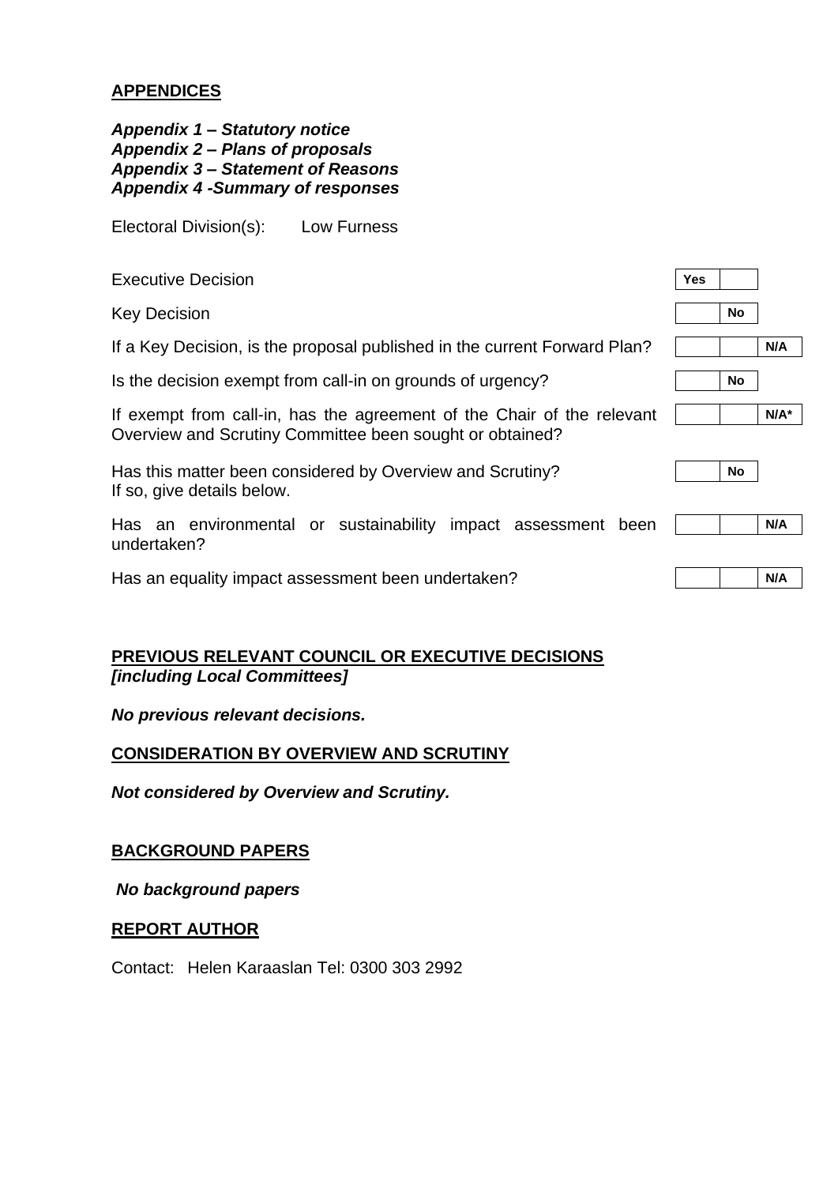## APPENDICES

***Appendix 1 – Statutory notice***
***Appendix 2 – Plans of proposals***
***Appendix 3 – Statement of Reasons***
***Appendix 4 -Summary of responses***

Electoral Division(s): Low Furness

| | | | |
|---|---|---|---|
| Executive Decision | Yes | | |
| Key Decision | | No | |
| If a Key Decision, is the proposal published in the current Forward Plan? | | | N/A |
| Is the decision exempt from call-in on grounds of urgency? | | No | |
| If exempt from call-in, has the agreement of the Chair of the relevant Overview and Scrutiny Committee been sought or obtained? | | | N/A* |
| Has this matter been considered by Overview and Scrutiny? If so, give details below. | | No | |
| Has an environmental or sustainability impact assessment been undertaken? | | | N/A |
| Has an equality impact assessment been undertaken? | | | N/A |

## PREVIOUS RELEVANT COUNCIL OR EXECUTIVE DECISIONS
***[including Local Committees]***

***No previous relevant decisions.***

## CONSIDERATION BY OVERVIEW AND SCRUTINY

***Not considered by Overview and Scrutiny.***

## BACKGROUND PAPERS

***No background papers***

## REPORT AUTHOR

Contact: Helen Karaaslan Tel: 0300 303 2992